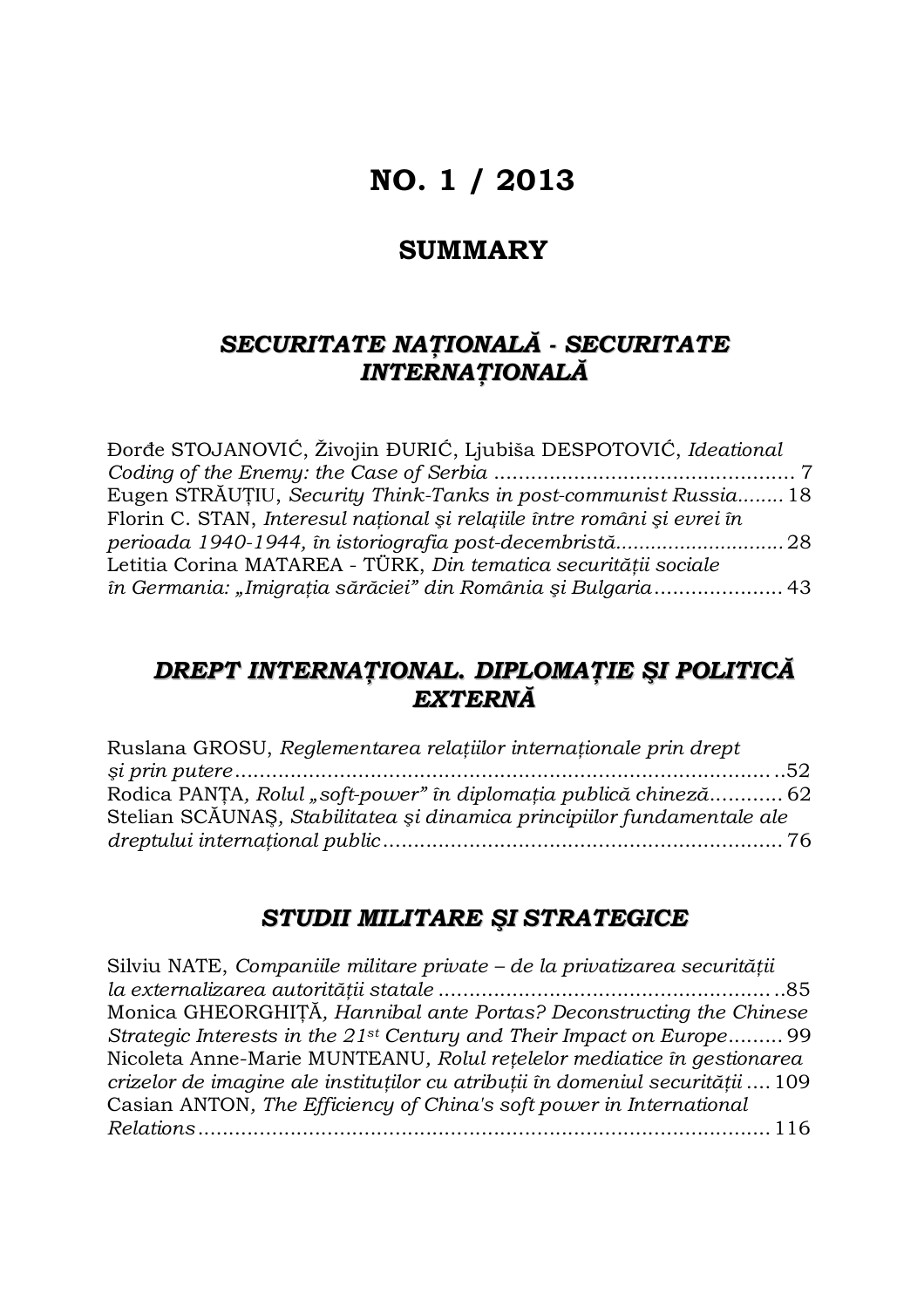# NO. 1 / 2013

## SUMMARY

### *SECURITATE NAȚIONALĂ - SECURITATE INTERNAȚIONALĂ*

Đorđe STOJANOVIĆ, Živojin ĐURIĆ, Ljubiša DESPOTOVIĆ, *Ideational Coding of the Enemy: the Case of Serbia* ................................................ 7
Eugen STRĂUȚIU, *Security Think-Tanks in post-communist Russia*........ 18
Florin C. STAN, *Interesul național și relațiile între români și evrei în perioada 1940-1944, în istoriografia post-decembristă*............................ 28
Letitia Corina MATAREA - TÜRK, *Din tematica securității sociale în Germania: „Imigrația sărăciei" din România și Bulgaria*..................... 43

### *DREPT INTERNAȚIONAL. DIPLOMAȚIE ȘI POLITICĂ EXTERNĂ*

Ruslana GROSU, *Reglementarea relațiilor internaționale prin drept și prin putere*........................................................................... ..52
Rodica PANȚA, *Rolul „soft-power" în diplomația publică chineză*............ 62
Stelian SCĂUNAȘ, *Stabilitatea și dinamica principiilor fundamentale ale dreptului internațional public*................................................................ 76

### *STUDII MILITARE ȘI STRATEGICE*

Silviu NATE, *Companiile militare private – de la privatizarea securității la externalizarea autorității statale* ...................................................... ..85
Monica GHEORGHIȚĂ, *Hannibal ante Portas? Deconstructing the Chinese Strategic Interests in the 21st Century and Their Impact on Europe*......... 99
Nicoleta Anne-Marie MUNTEANU, *Rolul rețelelor mediatice în gestionarea crizelor de imagine ale instituților cu atribuții în domeniul securității* .... 109
Casian ANTON, *The Efficiency of China's soft power in International Relations*............................................................................... 116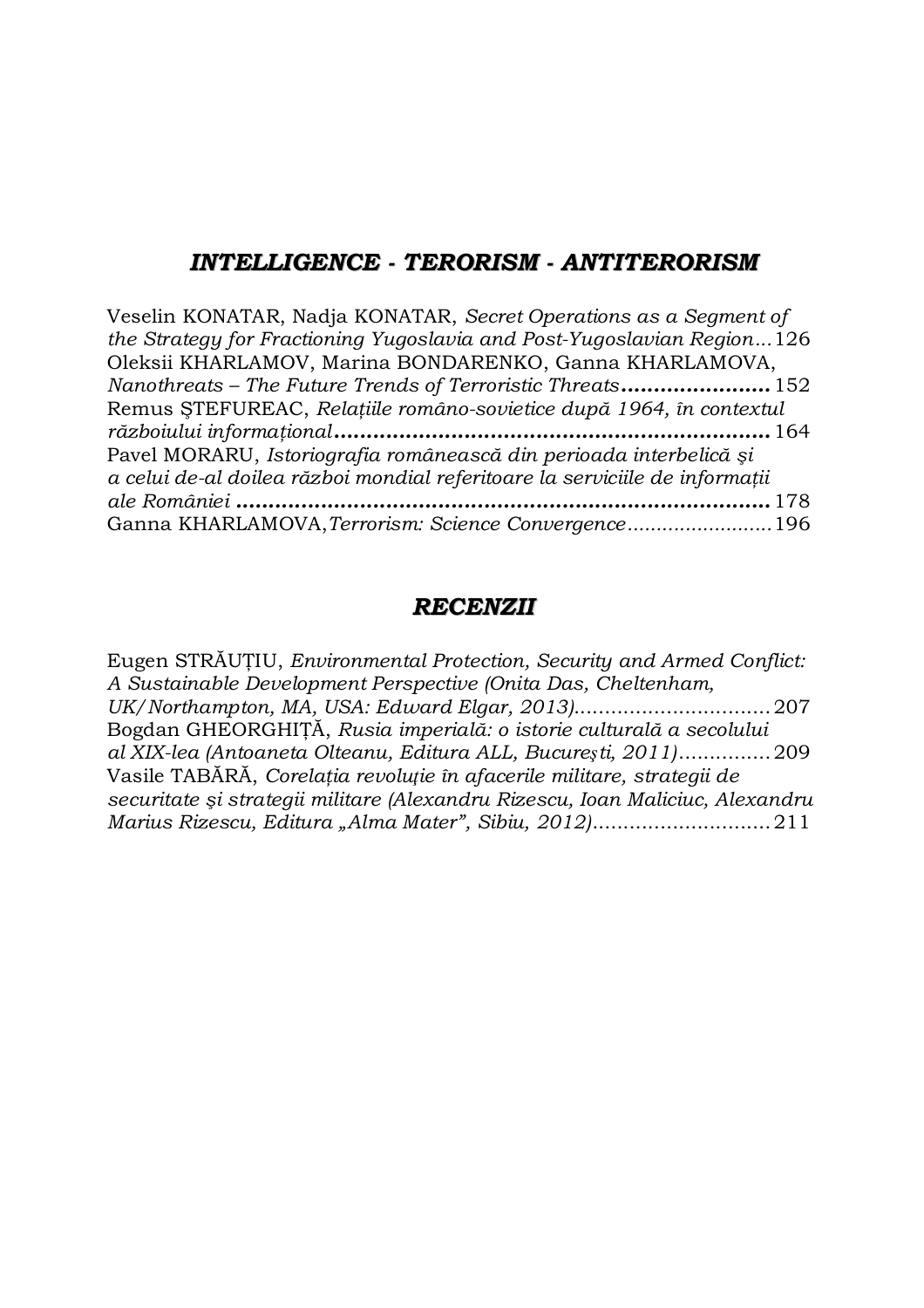## *INTELLIGENCE - TERORISM - ANTITERORISM*

Veselin KONATAR, Nadja KONATAR, *Secret Operations as a Segment of the Strategy for Fractioning Yugoslavia and Post-Yugoslavian Region*...126

Oleksii KHARLAMOV, Marina BONDARENKO, Ganna KHARLAMOVA, *Nanothreats – The Future Trends of Terroristic Threats*......................152

Remus ŞTEFUREAC, *Relațiile româno-sovietice după 1964, în contextul războiului informațional*..................................................................164

Pavel MORARU, *Istoriografia românească din perioada interbelică şi a celui de-al doilea război mondial referitoare la serviciile de informații ale României* ..................................................................................178

Ganna KHARLAMOVA,*Terrorism: Science Convergence*.........................196

## *RECENZII*

Eugen STRĂUȚIU, *Environmental Protection, Security and Armed Conflict: A Sustainable Development Perspective (Onita Das, Cheltenham, UK/Northampton, MA, USA: Edward Elgar, 2013)*................................207

Bogdan GHEORGHIȚĂ, *Rusia imperială: o istorie culturală a secolului al XIX-lea (Antoaneta Olteanu, Editura ALL, Bucureşti, 2011)*...............209

Vasile TABĂRĂ, *Corelația revoluție în afacerile militare, strategii de securitate şi strategii militare (Alexandru Rizescu, Ioan Maliciuc, Alexandru Marius Rizescu, Editura „Alma Mater", Sibiu, 2012)*.............................211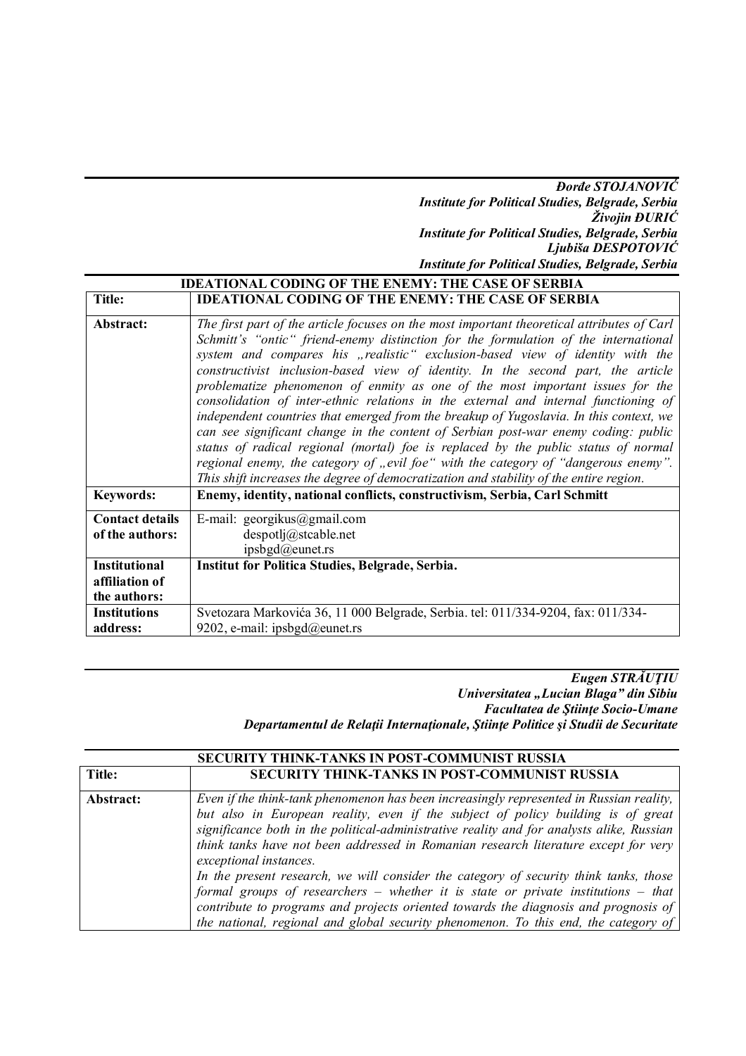***Đorđe STOJANOVIĆ***
***Institute for Political Studies, Belgrade, Serbia***
***Živojin ĐURIĆ***
***Institute for Political Studies, Belgrade, Serbia***
***Ljubiša DESPOTOVIĆ***
***Institute for Political Studies, Belgrade, Serbia***

**IDEATIONAL CODING OF THE ENEMY: THE CASE OF SERBIA**

| | |
|---|---|
| **Title:** | **IDEATIONAL CODING OF THE ENEMY: THE CASE OF SERBIA** |
| **Abstract:** | *The first part of the article focuses on the most important theoretical attributes of Carl Schmitt's "ontic" friend-enemy distinction for the formulation of the international system and compares his „realistic" exclusion-based view of identity with the constructivist inclusion-based view of identity. In the second part, the article problematize phenomenon of enmity as one of the most important issues for the consolidation of inter-ethnic relations in the external and internal functioning of independent countries that emerged from the breakup of Yugoslavia. In this context, we can see significant change in the content of Serbian post-war enemy coding: public status of radical regional (mortal) foe is replaced by the public status of normal regional enemy, the category of „evil foe" with the category of "dangerous enemy". This shift increases the degree of democratization and stability of the entire region.* |
| **Keywords:** | **Enemy, identity, national conflicts, constructivism, Serbia, Carl Schmitt** |
| **Contact details of the authors:** | E-mail: georgikus@gmail.com<br>despotlj@stcable.net<br>ipsbgd@eunet.rs |
| **Institutional affiliation of the authors:** | **Institut for Politica Studies, Belgrade, Serbia.** |
| **Institutions address:** | Svetozara Markovića 36, 11 000 Belgrade, Serbia. tel: 011/334-9204, fax: 011/334-9202, e-mail: ipsbgd@eunet.rs |

***Eugen STRĂUȚIU***
***Universitatea „Lucian Blaga" din Sibiu***
***Facultatea de Ştiinţe Socio-Umane***
***Departamentul de Relaţii Internaţionale, Ştiinţe Politice şi Studii de Securitate***

**SECURITY THINK-TANKS IN POST-COMMUNIST RUSSIA**

| | |
|---|---|
| **Title:** | **SECURITY THINK-TANKS IN POST-COMMUNIST RUSSIA** |
| **Abstract:** | *Even if the think-tank phenomenon has been increasingly represented in Russian reality, but also in European reality, even if the subject of policy building is of great significance both in the political-administrative reality and for analysts alike, Russian think tanks have not been addressed in Romanian research literature except for very exceptional instances.*<br>*In the present research, we will consider the category of security think tanks, those formal groups of researchers – whether it is state or private institutions – that contribute to programs and projects oriented towards the diagnosis and prognosis of the national, regional and global security phenomenon. To this end, the category of* |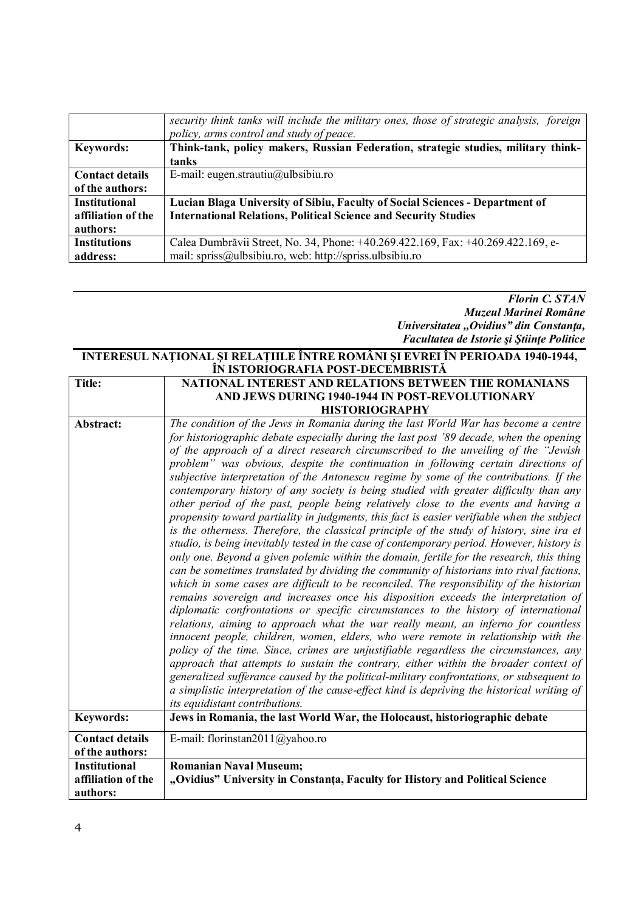| | *security think tanks will include the military ones, those of strategic analysis, foreign policy, arms control and study of peace.* |
|---|---|
| **Keywords:** | **Think-tank, policy makers, Russian Federation, strategic studies, military think-tanks** |
| **Contact details of the authors:** | E-mail: eugen.strautiu@ulbsibiu.ro |
| **Institutional affiliation of the authors:** | **Lucian Blaga University of Sibiu, Faculty of Social Sciences - Department of International Relations, Political Science and Security Studies** |
| **Institutions address:** | Calea Dumbrăvii Street, No. 34, Phone: +40.269.422.169, Fax: +40.269.422.169, e-mail: spriss@ulbsibiu.ro, web: http://spriss.ulbsibiu.ro |

***Florin C. STAN***
***Muzeul Marinei Române***
***Universitatea „Ovidius" din Constanţa,***
***Facultatea de Istorie şi Ştiinţe Politice***

**INTERESUL NAŢIONAL ŞI RELAŢIILE ÎNTRE ROMÂNI ŞI EVREI ÎN PERIOADA 1940-1944, ÎN ISTORIOGRAFIA POST-DECEMBRISTĂ**

| **Title:** | **NATIONAL INTEREST AND RELATIONS BETWEEN THE ROMANIANS AND JEWS DURING 1940-1944 IN POST-REVOLUTIONARY HISTORIOGRAPHY** |
|---|---|
| **Abstract:** | *The condition of the Jews in Romania during the last World War has become a centre for historiographic debate especially during the last post '89 decade, when the opening of the approach of a direct research circumscribed to the unveiling of the "Jewish problem" was obvious, despite the continuation in following certain directions of subjective interpretation of the Antonescu regime by some of the contributions. If the contemporary history of any society is being studied with greater difficulty than any other period of the past, people being relatively close to the events and having a propensity toward partiality in judgments, this fact is easier verifiable when the subject is the otherness. Therefore, the classical principle of the study of history, sine ira et studio, is being inevitably tested in the case of contemporary period. However, history is only one. Beyond a given polemic within the domain, fertile for the research, this thing can be sometimes translated by dividing the community of historians into rival factions, which in some cases are difficult to be reconciled. The responsibility of the historian remains sovereign and increases once his disposition exceeds the interpretation of diplomatic confrontations or specific circumstances to the history of international relations, aiming to approach what the war really meant, an inferno for countless innocent people, children, women, elders, who were remote in relationship with the policy of the time. Since, crimes are unjustifiable regardless the circumstances, any approach that attempts to sustain the contrary, either within the broader context of generalized sufferance caused by the political-military confrontations, or subsequent to a simplistic interpretation of the cause-effect kind is depriving the historical writing of its equidistant contributions.* |
| **Keywords:** | **Jews in Romania, the last World War, the Holocaust, historiographic debate** |
| **Contact details of the authors:** | E-mail: florinstan2011@yahoo.ro |
| **Institutional affiliation of the authors:** | **Romanian Naval Museum;** **„Ovidius" University in Constanţa, Faculty for History and Political Science** |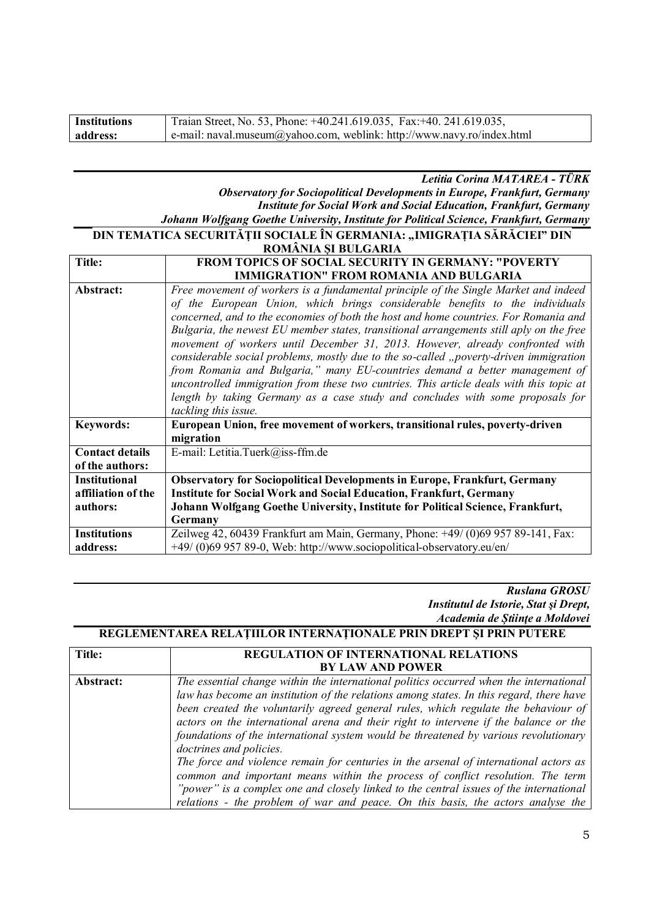| **Institutions address:** | Traian Street, No. 53, Phone: +40.241.619.035, Fax:+40. 241.619.035, e-mail: naval.museum@yahoo.com, weblink: http://www.navy.ro/index.html |
|---|---|

***Letitia Corina MATAREA - TÜRK***
***Observatory for Sociopolitical Developments in Europe, Frankfurt, Germany***
***Institute for Social Work and Social Education, Frankfurt, Germany***
***Johann Wolfgang Goethe University, Institute for Political Science, Frankfurt, Germany***

**DIN TEMATICA SECURITĂȚII SOCIALE ÎN GERMANIA: „IMIGRAȚIA SĂRĂCIEI" DIN ROMÂNIA ȘI BULGARIA**

| **Title:** | **FROM TOPICS OF SOCIAL SECURITY IN GERMANY: "POVERTY IMMIGRATION" FROM ROMANIA AND BULGARIA** |
|---|---|
| **Abstract:** | *Free movement of workers is a fundamental principle of the Single Market and indeed of the European Union, which brings considerable benefits to the individuals concerned, and to the economies of both the host and home countries. For Romania and Bulgaria, the newest EU member states, transitional arrangements still aply on the free movement of workers until December 31, 2013. However, already confronted with considerable social problems, mostly due to the so-called „poverty-driven immigration from Romania and Bulgaria," many EU-countries demand a better management of uncontrolled immigration from these two cuntries. This article deals with this topic at length by taking Germany as a case study and concludes with some proposals for tackling this issue.* |
| **Keywords:** | **European Union, free movement of workers, transitional rules, poverty-driven migration** |
| **Contact details of the authors:** | E-mail: Letitia.Tuerk@iss-ffm.de |
| **Institutional affiliation of the authors:** | **Observatory for Sociopolitical Developments in Europe, Frankfurt, Germany** **Institute for Social Work and Social Education, Frankfurt, Germany** **Johann Wolfgang Goethe University, Institute for Political Science, Frankfurt, Germany** |
| **Institutions address:** | Zeilweg 42, 60439 Frankfurt am Main, Germany, Phone: +49/ (0)69 957 89-141, Fax: +49/ (0)69 957 89-0, Web: http://www.sociopolitical-observatory.eu/en/ |

***Ruslana GROSU***
***Institutul de Istorie, Stat şi Drept,***
***Academia de Ştiinţe a Moldovei***

**REGLEMENTAREA RELAȚIILOR INTERNAȚIONALE PRIN DREPT ȘI PRIN PUTERE**

| **Title:** | **REGULATION OF INTERNATIONAL RELATIONS BY LAW AND POWER** |
|---|---|
| **Abstract:** | *The essential change within the international politics occurred when the international law has become an institution of the relations among states. In this regard, there have been created the voluntarily agreed general rules, which regulate the behaviour of actors on the international arena and their right to intervene if the balance or the foundations of the international system would be threatened by various revolutionary doctrines and policies.* *The force and violence remain for centuries in the arsenal of international actors as common and important means within the process of conflict resolution. The term "power" is a complex one and closely linked to the central issues of the international relations - the problem of war and peace. On this basis, the actors analyse the* |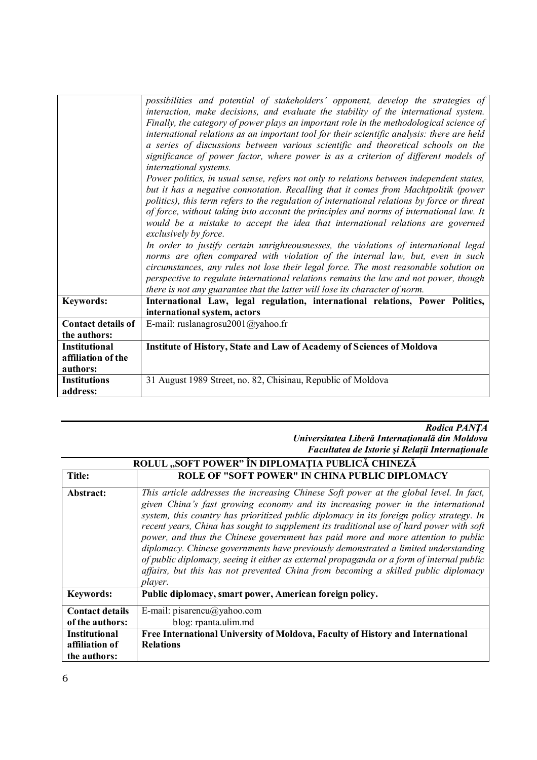| | |
|---|---|
| | *possibilities and potential of stakeholders' opponent, develop the strategies of interaction, make decisions, and evaluate the stability of the international system. Finally, the category of power plays an important role in the methodological science of international relations as an important tool for their scientific analysis: there are held a series of discussions between various scientific and theoretical schools on the significance of power factor, where power is as a criterion of different models of international systems.* *Power politics, in usual sense, refers not only to relations between independent states, but it has a negative connotation. Recalling that it comes from Machtpolitik (power politics), this term refers to the regulation of international relations by force or threat of force, without taking into account the principles and norms of international law. It would be a mistake to accept the idea that international relations are governed exclusively by force.* *In order to justify certain unrighteousnesses, the violations of international legal norms are often compared with violation of the internal law, but, even in such circumstances, any rules not lose their legal force. The most reasonable solution on perspective to regulate international relations remains the law and not power, though there is not any guarantee that the latter will lose its character of norm.* |
| **Keywords:** | **International Law, legal regulation, international relations, Power Politics, international system, actors** |
| **Contact details of the authors:** | E-mail: ruslanagrosu2001@yahoo.fr |
| **Institutional affiliation of the authors:** | **Institute of History, State and Law of Academy of Sciences of Moldova** |
| **Institutions address:** | 31 August 1989 Street, no. 82, Chisinau, Republic of Moldova |

***Rodica PANŢA***
***Universitatea Liberă Internaţională din Moldova***
***Facultatea de Istorie şi Relaţii Internaţionale***

## ROLUL „SOFT POWER" ÎN DIPLOMAŢIA PUBLICĂ CHINEZĂ

| **Title:** | **ROLE OF "SOFT POWER" IN CHINA PUBLIC DIPLOMACY** |
|---|---|
| **Abstract:** | *This article addresses the increasing Chinese Soft power at the global level. In fact, given China's fast growing economy and its increasing power in the international system, this country has prioritized public diplomacy in its foreign policy strategy. In recent years, China has sought to supplement its traditional use of hard power with soft power, and thus the Chinese government has paid more and more attention to public diplomacy. Chinese governments have previously demonstrated a limited understanding of public diplomacy, seeing it either as external propaganda or a form of internal public affairs, but this has not prevented China from becoming a skilled public diplomacy player.* |
| **Keywords:** | **Public diplomacy, smart power, American foreign policy.** |
| **Contact details of the authors:** | E-mail: pisarencu@yahoo.com blog: rpanta.ulim.md |
| **Institutional affiliation of the authors:** | **Free International University of Moldova, Faculty of History and International Relations** |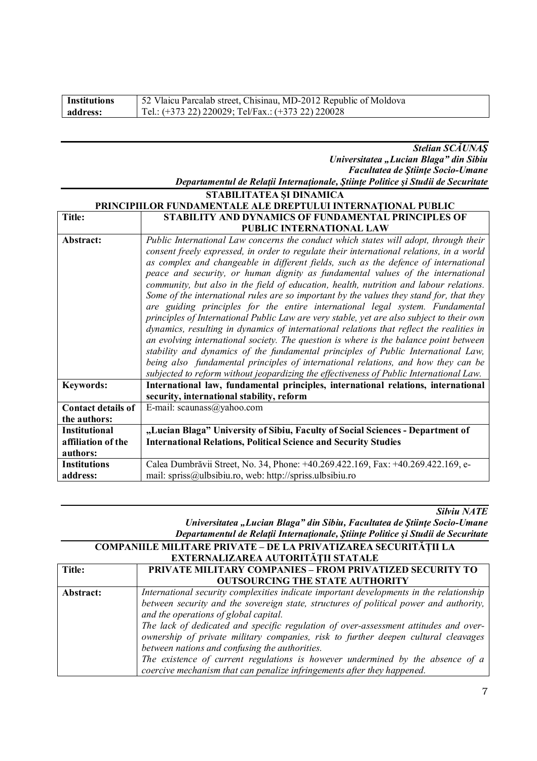| Institutions address: | 52 Vlaicu Parcalab street, Chisinau, MD-2012 Republic of Moldova<br>Tel.: (+373 22) 220029; Tel/Fax.: (+373 22) 220028 |
|---|---|

***Stelian SCĂUNAŞ***
***Universitatea „Lucian Blaga" din Sibiu***
***Facultatea de Ştiinţe Socio-Umane***
***Departamentul de Relaţii Internaţionale, Ştiinţe Politice şi Studii de Securitate***

**STABILITATEA ŞI DINAMICA PRINCIPIILOR FUNDAMENTALE ALE DREPTULUI INTERNAŢIONAL PUBLIC**

| Title: | STABILITY AND DYNAMICS OF FUNDAMENTAL PRINCIPLES OF PUBLIC INTERNATIONAL LAW |
|---|---|
| Abstract: | *Public International Law concerns the conduct which states will adopt, through their consent freely expressed, in order to regulate their international relations, in a world as complex and changeable in different fields, such as the defence of international peace and security, or human dignity as fundamental values of the international community, but also in the field of education, health, nutrition and labour relations. Some of the international rules are so important by the values they stand for, that they are guiding principles for the entire international legal system. Fundamental principles of International Public Law are very stable, yet are also subject to their own dynamics, resulting in dynamics of international relations that reflect the realities in an evolving international society. The question is where is the balance point between stability and dynamics of the fundamental principles of Public International Law, being also fundamental principles of international relations, and how they can be subjected to reform without jeopardizing the effectiveness of Public International Law.* |
| Keywords: | **International law, fundamental principles, international relations, international security, international stability, reform** |
| Contact details of the authors: | E-mail: scaunass@yahoo.com |
| Institutional affiliation of the authors: | **„Lucian Blaga" University of Sibiu, Faculty of Social Sciences - Department of International Relations, Political Science and Security Studies** |
| Institutions address: | Calea Dumbrăvii Street, No. 34, Phone: +40.269.422.169, Fax: +40.269.422.169, e-mail: spriss@ulbsibiu.ro, web: http://spriss.ulbsibiu.ro |

***Silviu NATE***
***Universitatea „Lucian Blaga" din Sibiu, Facultatea de Ştiinţe Socio-Umane***
***Departamentul de Relaţii Internaţionale, Ştiinţe Politice şi Studii de Securitate***

**COMPANIILE MILITARE PRIVATE – DE LA PRIVATIZAREA SECURITĂŢII LA EXTERNALIZAREA AUTORITĂŢII STATALE**

| Title: | PRIVATE MILITARY COMPANIES – FROM PRIVATIZED SECURITY TO OUTSOURCING THE STATE AUTHORITY |
|---|---|
| Abstract: | *International security complexities indicate important developments in the relationship between security and the sovereign state, structures of political power and authority, and the operations of global capital.*<br>*The lack of dedicated and specific regulation of over-assessment attitudes and over-ownership of private military companies, risk to further deepen cultural cleavages between nations and confusing the authorities.*<br>*The existence of current regulations is however undermined by the absence of a coercive mechanism that can penalize infringements after they happened.* |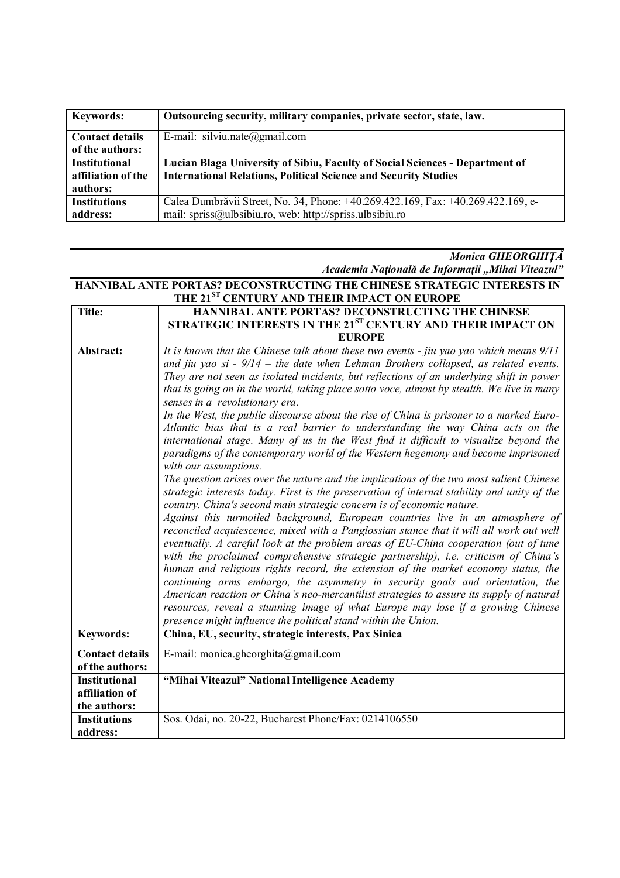| Keywords: | **Outsourcing security, military companies, private sector, state, law.** |
|---|---|
| **Contact details of the authors:** | E-mail: silviu.nate@gmail.com |
| **Institutional affiliation of the authors:** | **Lucian Blaga University of Sibiu, Faculty of Social Sciences - Department of International Relations, Political Science and Security Studies** |
| **Institutions address:** | Calea Dumbrăvii Street, No. 34, Phone: +40.269.422.169, Fax: +40.269.422.169, e-mail: spriss@ulbsibiu.ro, web: http://spriss.ulbsibiu.ro |

***Monica GHEORGHIȚĂ***
***Academia Națională de Informații „Mihai Viteazul"***

**HANNIBAL ANTE PORTAS? DECONSTRUCTING THE CHINESE STRATEGIC INTERESTS IN THE 21ST CENTURY AND THEIR IMPACT ON EUROPE**

| Title: | **HANNIBAL ANTE PORTAS? DECONSTRUCTING THE CHINESE STRATEGIC INTERESTS IN THE 21ST CENTURY AND THEIR IMPACT ON EUROPE** |
|---|---|
| **Abstract:** | *It is known that the Chinese talk about these two events - jiu yao yao which means 9/11 and jiu yao si - 9/14 – the date when Lehman Brothers collapsed, as related events. They are not seen as isolated incidents, but reflections of an underlying shift in power that is going on in the world, taking place sotto voce, almost by stealth. We live in many senses in a revolutionary era.* *In the West, the public discourse about the rise of China is prisoner to a marked Euro-Atlantic bias that is a real barrier to understanding the way China acts on the international stage. Many of us in the West find it difficult to visualize beyond the paradigms of the contemporary world of the Western hegemony and become imprisoned with our assumptions.* *The question arises over the nature and the implications of the two most salient Chinese strategic interests today. First is the preservation of internal stability and unity of the country. China's second main strategic concern is of economic nature.* *Against this turmoiled background, European countries live in an atmosphere of reconciled acquiescence, mixed with a Panglossian stance that it will all work out well eventually. A careful look at the problem areas of EU-China cooperation (out of tune with the proclaimed comprehensive strategic partnership), i.e. criticism of China's human and religious rights record, the extension of the market economy status, the continuing arms embargo, the asymmetry in security goals and orientation, the American reaction or China's neo-mercantilist strategies to assure its supply of natural resources, reveal a stunning image of what Europe may lose if a growing Chinese presence might influence the political stand within the Union.* |
| **Keywords:** | **China, EU, security, strategic interests, Pax Sinica** |
| **Contact details of the authors:** | E-mail: monica.gheorghita@gmail.com |
| **Institutional affiliation of the authors:** | **"Mihai Viteazul" National Intelligence Academy** |
| **Institutions address:** | Sos. Odai, no. 20-22, Bucharest Phone/Fax: 0214106550 |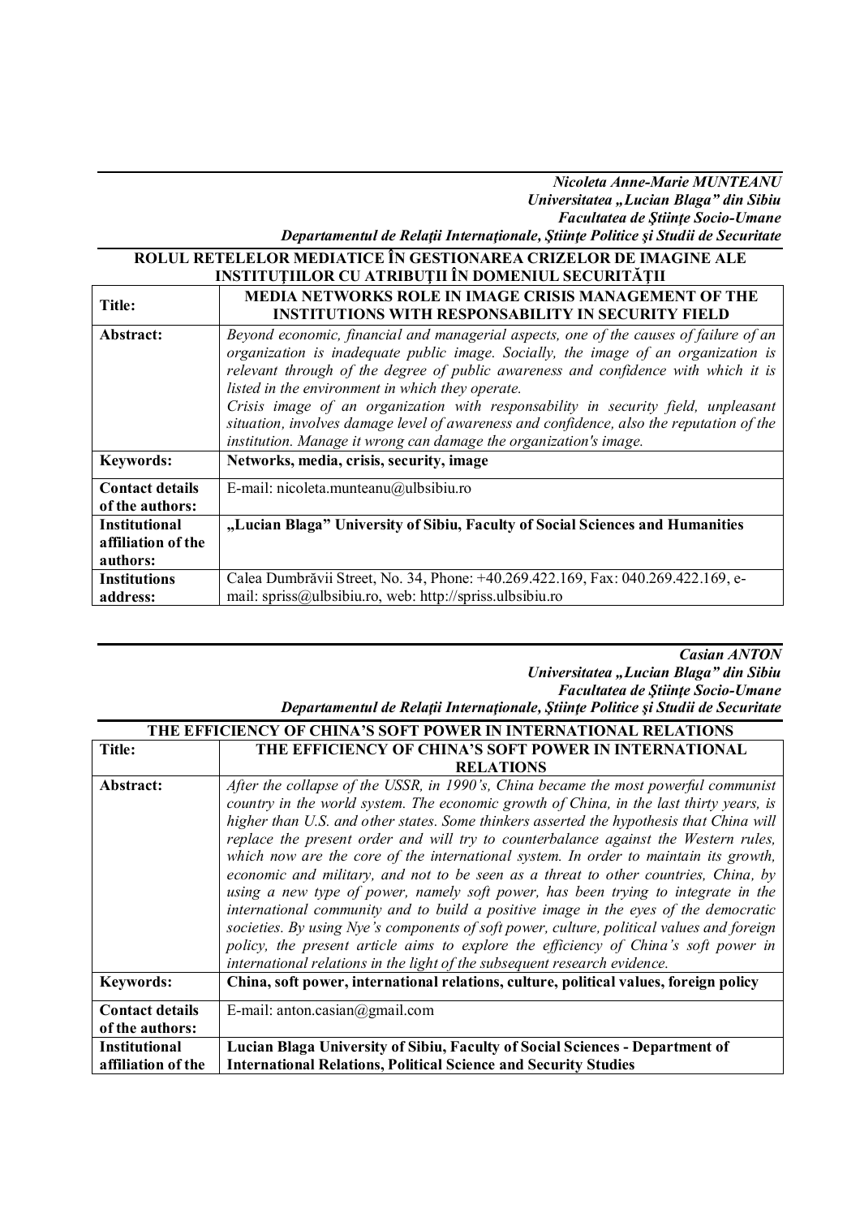*Nicoleta Anne-Marie MUNTEANU*
*Universitatea „Lucian Blaga" din Sibiu*
*Facultatea de Ştiinţe Socio-Umane*
*Departamentul de Relaţii Internaţionale, Ştiinţe Politice şi Studii de Securitate*

**ROLUL RETELELOR MEDIATICE ÎN GESTIONAREA CRIZELOR DE IMAGINE ALE INSTITUŢIILOR CU ATRIBUŢII ÎN DOMENIUL SECURITĂŢII**

| | |
|---|---|
| **Title:** | **MEDIA NETWORKS ROLE IN IMAGE CRISIS MANAGEMENT OF THE INSTITUTIONS WITH RESPONSABILITY IN SECURITY FIELD** |
| **Abstract:** | *Beyond economic, financial and managerial aspects, one of the causes of failure of an organization is inadequate public image. Socially, the image of an organization is relevant through of the degree of public awareness and confidence with which it is listed in the environment in which they operate.* *Crisis image of an organization with responsability in security field, unpleasant situation, involves damage level of awareness and confidence, also the reputation of the institution. Manage it wrong can damage the organization's image.* |
| **Keywords:** | **Networks, media, crisis, security, image** |
| **Contact details of the authors:** | E-mail: nicoleta.munteanu@ulbsibiu.ro |
| **Institutional affiliation of the authors:** | **„Lucian Blaga" University of Sibiu, Faculty of Social Sciences and Humanities** |
| **Institutions address:** | Calea Dumbrăvii Street, No. 34, Phone: +40.269.422.169, Fax: 040.269.422.169, e-mail: spriss@ulbsibiu.ro, web: http://spriss.ulbsibiu.ro |

*Casian ANTON*
*Universitatea „Lucian Blaga" din Sibiu*
*Facultatea de Ştiinţe Socio-Umane*
*Departamentul de Relaţii Internaţionale, Ştiinţe Politice şi Studii de Securitate*

**THE EFFICIENCY OF CHINA'S SOFT POWER IN INTERNATIONAL RELATIONS**

| | |
|---|---|
| **Title:** | **THE EFFICIENCY OF CHINA'S SOFT POWER IN INTERNATIONAL RELATIONS** |
| **Abstract:** | *After the collapse of the USSR, in 1990's, China became the most powerful communist country in the world system. The economic growth of China, in the last thirty years, is higher than U.S. and other states. Some thinkers asserted the hypothesis that China will replace the present order and will try to counterbalance against the Western rules, which now are the core of the international system. In order to maintain its growth, economic and military, and not to be seen as a threat to other countries, China, by using a new type of power, namely soft power, has been trying to integrate in the international community and to build a positive image in the eyes of the democratic societies. By using Nye's components of soft power, culture, political values and foreign policy, the present article aims to explore the efficiency of China's soft power in international relations in the light of the subsequent research evidence.* |
| **Keywords:** | **China, soft power, international relations, culture, political values, foreign policy** |
| **Contact details of the authors:** | E-mail: anton.casian@gmail.com |
| **Institutional affiliation of the** | **Lucian Blaga University of Sibiu, Faculty of Social Sciences - Department of International Relations, Political Science and Security Studies** |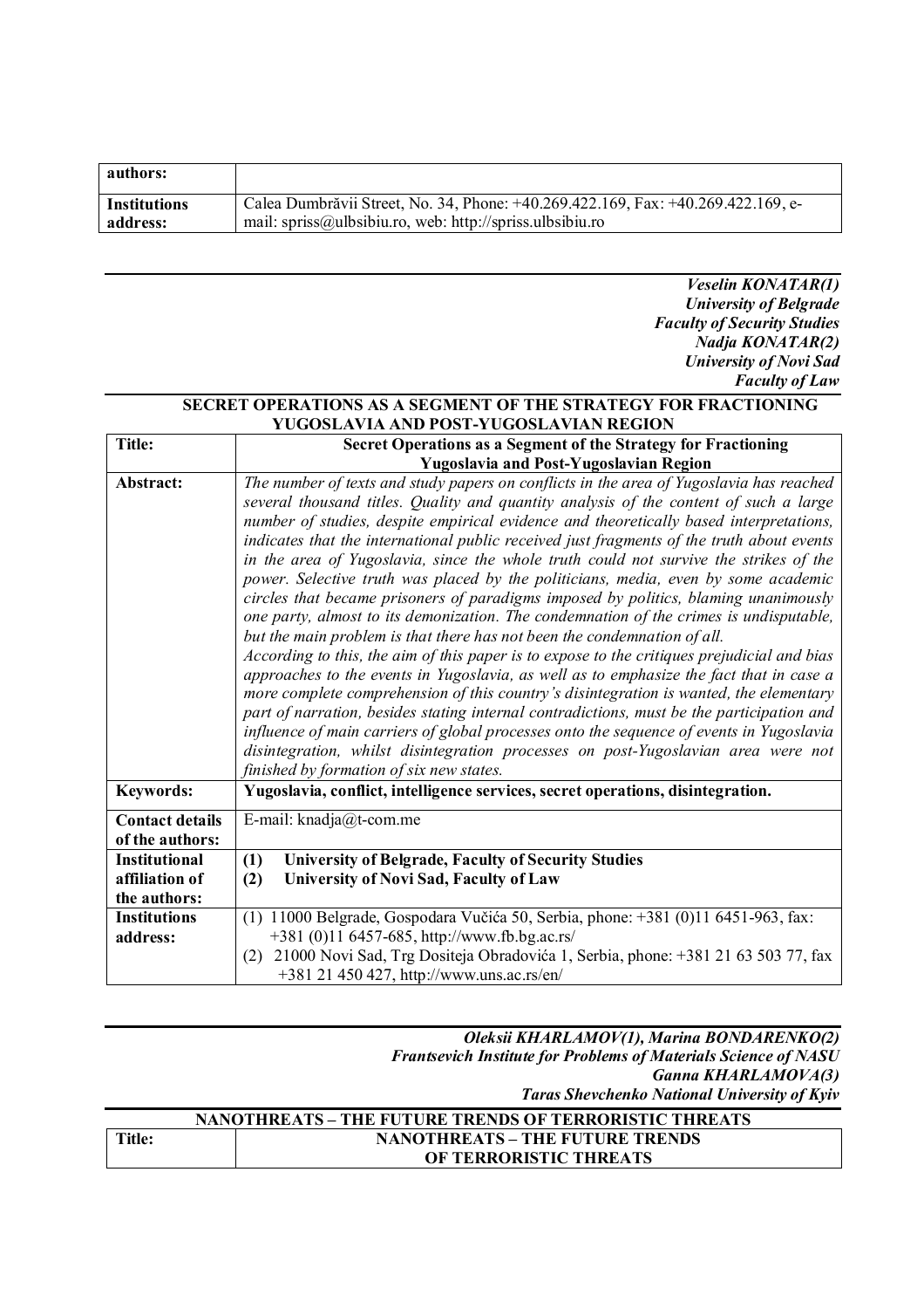| authors: | |
|---|---|
| **Institutions address:** | Calea Dumbrăvii Street, No. 34, Phone: +40.269.422.169, Fax: +40.269.422.169, e-mail: spriss@ulbsibiu.ro, web: http://spriss.ulbsibiu.ro |

***Veselin KONATAR(1)***
***University of Belgrade***
***Faculty of Security Studies***
***Nadja KONATAR(2)***
***University of Novi Sad***
***Faculty of Law***

## SECRET OPERATIONS AS A SEGMENT OF THE STRATEGY FOR FRACTIONING YUGOSLAVIA AND POST-YUGOSLAVIAN REGION

| **Title:** | **Secret Operations as a Segment of the Strategy for Fractioning Yugoslavia and Post-Yugoslavian Region** |
|---|---|
| **Abstract:** | *The number of texts and study papers on conflicts in the area of Yugoslavia has reached several thousand titles. Quality and quantity analysis of the content of such a large number of studies, despite empirical evidence and theoretically based interpretations, indicates that the international public received just fragments of the truth about events in the area of Yugoslavia, since the whole truth could not survive the strikes of the power. Selective truth was placed by the politicians, media, even by some academic circles that became prisoners of paradigms imposed by politics, blaming unanimously one party, almost to its demonization. The condemnation of the crimes is undisputable, but the main problem is that there has not been the condemnation of all.* <br> *According to this, the aim of this paper is to expose to the critiques prejudicial and bias approaches to the events in Yugoslavia, as well as to emphasize the fact that in case a more complete comprehension of this country's disintegration is wanted, the elementary part of narration, besides stating internal contradictions, must be the participation and influence of main carriers of global processes onto the sequence of events in Yugoslavia disintegration, whilst disintegration processes on post-Yugoslavian area were not finished by formation of six new states.* |
| **Keywords:** | **Yugoslavia, conflict, intelligence services, secret operations, disintegration.** |
| **Contact details of the authors:** | E-mail: knadja@t-com.me |
| **Institutional affiliation of the authors:** | **(1) University of Belgrade, Faculty of Security Studies** <br> **(2) University of Novi Sad, Faculty of Law** |
| **Institutions address:** | (1) 11000 Belgrade, Gospodara Vučića 50, Serbia, phone: +381 (0)11 6451-963, fax: +381 (0)11 6457-685, http://www.fb.bg.ac.rs/ <br> (2) 21000 Novi Sad, Trg Dositeja Obradovića 1, Serbia, phone: +381 21 63 503 77, fax +381 21 450 427, http://www.uns.ac.rs/en/ |

***Oleksii KHARLAMOV(1), Marina BONDARENKO(2)***
***Frantsevich Institute for Problems of Materials Science of NASU***
***Ganna KHARLAMOVA(3)***
***Taras Shevchenko National University of Kyiv***

## NANOTHREATS – THE FUTURE TRENDS OF TERRORISTIC THREATS

| **Title:** | **NANOTHREATS – THE FUTURE TRENDS OF TERRORISTIC THREATS** |
|---|---|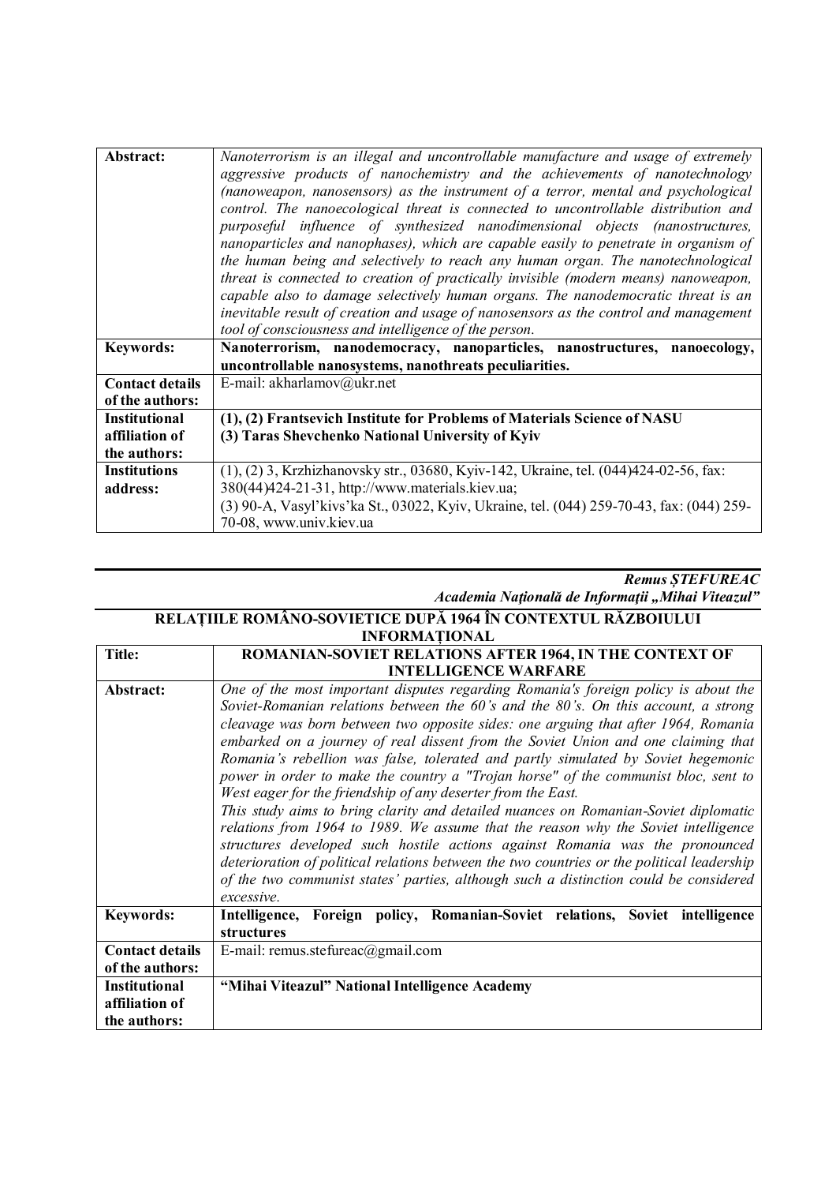| Abstract: | *Nanoterrorism is an illegal and uncontrollable manufacture and usage of extremely aggressive products of nanochemistry and the achievements of nanotechnology (nanoweapon, nanosensors) as the instrument of a terror, mental and psychological control. The nanoecological threat is connected to uncontrollable distribution and purposeful influence of synthesized nanodimensional objects (nanostructures, nanoparticles and nanophases), which are capable easily to penetrate in organism of the human being and selectively to reach any human organ. The nanotechnological threat is connected to creation of practically invisible (modern means) nanoweapon, capable also to damage selectively human organs. The nanodemocratic threat is an inevitable result of creation and usage of nanosensors as the control and management tool of consciousness and intelligence of the person.* |
|---|---|
| Keywords: | **Nanoterrorism, nanodemocracy, nanoparticles, nanostructures, nanoecology, uncontrollable nanosystems, nanothreats peculiarities.** |
| Contact details of the authors: | E-mail: akharlamov@ukr.net |
| Institutional affiliation of the authors: | **(1), (2) Frantsevich Institute for Problems of Materials Science of NASU**<br>**(3) Taras Shevchenko National University of Kyiv** |
| Institutions address: | (1), (2) 3, Krzhizhanovsky str., 03680, Kyiv-142, Ukraine, tel. (044)424-02-56, fax: 380(44)424-21-31, http://www.materials.kiev.ua;<br>(3) 90-A, Vasyl'kivs'ka St., 03022, Kyiv, Ukraine, tel. (044) 259-70-43, fax: (044) 259-70-08, www.univ.kiev.ua |

***Remus ȘTEFUREAC***
***Academia Națională de Informații „Mihai Viteazul"***

## RELAȚIILE ROMÂNO-SOVIETICE DUPĂ 1964 ÎN CONTEXTUL RĂZBOIULUI INFORMAȚIONAL

| Title: | **ROMANIAN-SOVIET RELATIONS AFTER 1964, IN THE CONTEXT OF INTELLIGENCE WARFARE** |
|---|---|
| Abstract: | *One of the most important disputes regarding Romania's foreign policy is about the Soviet-Romanian relations between the 60's and the 80's. On this account, a strong cleavage was born between two opposite sides: one arguing that after 1964, Romania embarked on a journey of real dissent from the Soviet Union and one claiming that Romania's rebellion was false, tolerated and partly simulated by Soviet hegemonic power in order to make the country a "Trojan horse" of the communist bloc, sent to West eager for the friendship of any deserter from the East.*<br>*This study aims to bring clarity and detailed nuances on Romanian-Soviet diplomatic relations from 1964 to 1989. We assume that the reason why the Soviet intelligence structures developed such hostile actions against Romania was the pronounced deterioration of political relations between the two countries or the political leadership of the two communist states' parties, although such a distinction could be considered excessive.* |
| Keywords: | **Intelligence, Foreign policy, Romanian-Soviet relations, Soviet intelligence structures** |
| Contact details of the authors: | E-mail: remus.stefureac@gmail.com |
| Institutional affiliation of the authors: | **"Mihai Viteazul" National Intelligence Academy** |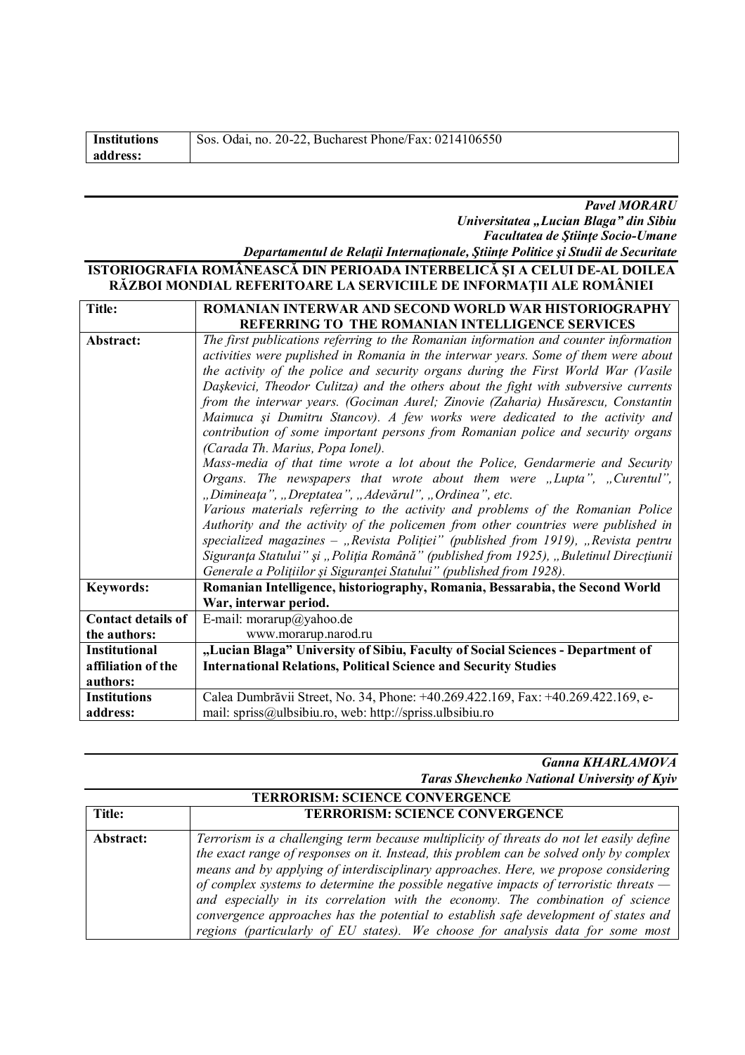| **Institutions address:** | Sos. Odai, no. 20-22, Bucharest Phone/Fax: 0214106550 |
|---|---|

***Pavel MORARU***
***Universitatea „Lucian Blaga" din Sibiu***
***Facultatea de Ştiinţe Socio-Umane***
***Departamentul de Relaţii Internaţionale, Ştiinţe Politice şi Studii de Securitate***

**ISTORIOGRAFIA ROMÂNEASCĂ DIN PERIOADA INTERBELICĂ ŞI A CELUI DE-AL DOILEA RĂZBOI MONDIAL REFERITOARE LA SERVICIILE DE INFORMAŢII ALE ROMÂNIEI**

| **Title:** | **ROMANIAN INTERWAR AND SECOND WORLD WAR HISTORIOGRAPHY REFERRING TO THE ROMANIAN INTELLIGENCE SERVICES** |
|---|---|
| **Abstract:** | *The first publications referring to the Romanian information and counter information activities were puplished in Romania in the interwar years. Some of them were about the activity of the police and security organs during the First World War (Vasile Daşkevici, Theodor Culitza) and the others about the fight with subversive currents from the interwar years. (Gociman Aurel; Zinovie (Zaharia) Husărescu, Constantin Maimuca şi Dumitru Stancov). A few works were dedicated to the activity and contribution of some important persons from Romanian police and security organs (Carada Th. Marius, Popa Ionel).* *Mass-media of that time wrote a lot about the Police, Gendarmerie and Security Organs. The newspapers that wrote about them were „Lupta", „Curentul", „Dimineaţa", „Dreptatea", „Adevărul", „Ordinea", etc.* *Various materials referring to the activity and problems of the Romanian Police Authority and the activity of the policemen from other countries were published in specialized magazines – „Revista Poliţiei" (published from 1919), „Revista pentru Siguranţa Statului" şi „Poliţia Română" (published from 1925), „Buletinul Direcţiunii Generale a Poliţiilor şi Siguranţei Statului" (published from 1928).* |
| **Keywords:** | **Romanian Intelligence, historiography, Romania, Bessarabia, the Second World War, interwar period.** |
| **Contact details of the authors:** | E-mail: morarup@yahoo.de www.morarup.narod.ru |
| **Institutional affiliation of the authors:** | **„Lucian Blaga" University of Sibiu, Faculty of Social Sciences - Department of International Relations, Political Science and Security Studies** |
| **Institutions address:** | Calea Dumbrăvii Street, No. 34, Phone: +40.269.422.169, Fax: +40.269.422.169, e-mail: spriss@ulbsibiu.ro, web: http://spriss.ulbsibiu.ro |

***Ganna KHARLAMOVA***
***Taras Shevchenko National University of Kyiv***

**TERRORISM: SCIENCE CONVERGENCE**

| **Title:** | **TERRORISM: SCIENCE CONVERGENCE** |
|---|---|
| **Abstract:** | *Terrorism is a challenging term because multiplicity of threats do not let easily define the exact range of responses on it. Instead, this problem can be solved only by complex means and by applying of interdisciplinary approaches. Here, we propose considering of complex systems to determine the possible negative impacts of terroristic threats — and especially in its correlation with the economy. The combination of science convergence approaches has the potential to establish safe development of states and regions (particularly of EU states). We choose for analysis data for some most* |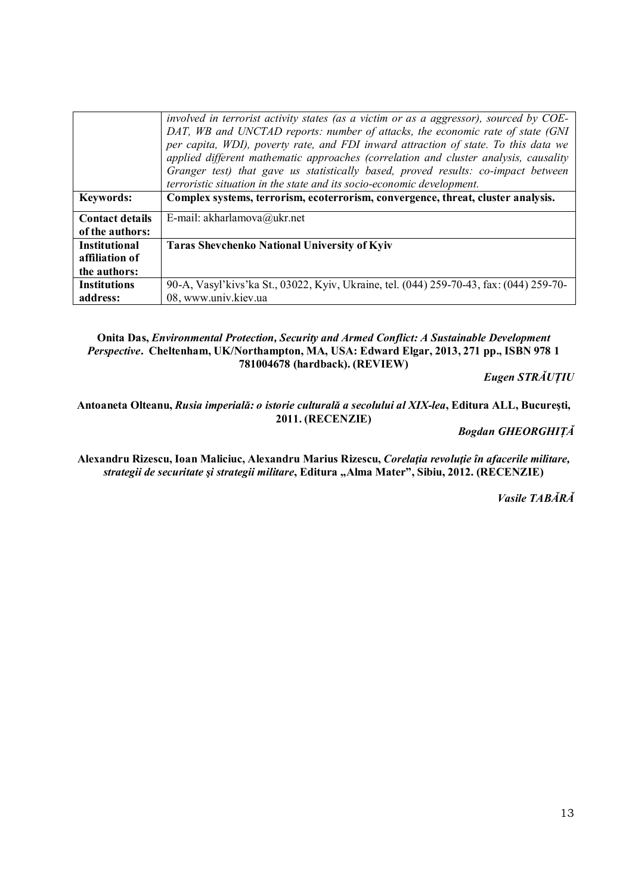| | |
|---|---|
| | *involved in terrorist activity states (as a victim or as a aggressor), sourced by COE-DAT, WB and UNCTAD reports: number of attacks, the economic rate of state (GNI per capita, WDI), poverty rate, and FDI inward attraction of state. To this data we applied different mathematic approaches (correlation and cluster analysis, causality Granger test) that gave us statistically based, proved results: co-impact between terroristic situation in the state and its socio-economic development.* |
| **Keywords:** | **Complex systems, terrorism, ecoterrorism, convergence, threat, cluster analysis.** |
| **Contact details of the authors:** | E-mail: akharlamova@ukr.net |
| **Institutional affiliation of the authors:** | **Taras Shevchenko National University of Kyiv** |
| **Institutions address:** | 90-A, Vasyl'kivs'ka St., 03022, Kyiv, Ukraine, tel. (044) 259-70-43, fax: (044) 259-70-08, www.univ.kiev.ua |

**Onita Das, *Environmental Protection, Security and Armed Conflict: A Sustainable Development Perspective*. Cheltenham, UK/Northampton, MA, USA: Edward Elgar, 2013, 271 pp., ISBN 978 1 781004678 (hardback). (REVIEW)**

***Eugen STRĂUȚIU***

**Antoaneta Olteanu, *Rusia imperială: o istorie culturală a secolului al XIX-lea*, Editura ALL, Bucureşti, 2011. (RECENZIE)**

***Bogdan GHEORGHIȚĂ***

**Alexandru Rizescu, Ioan Maliciuc, Alexandru Marius Rizescu, *Corelaţia revoluţie în afacerile militare, strategii de securitate şi strategii militare*, Editura „Alma Mater", Sibiu, 2012. (RECENZIE)**

***Vasile TABĂRĂ***